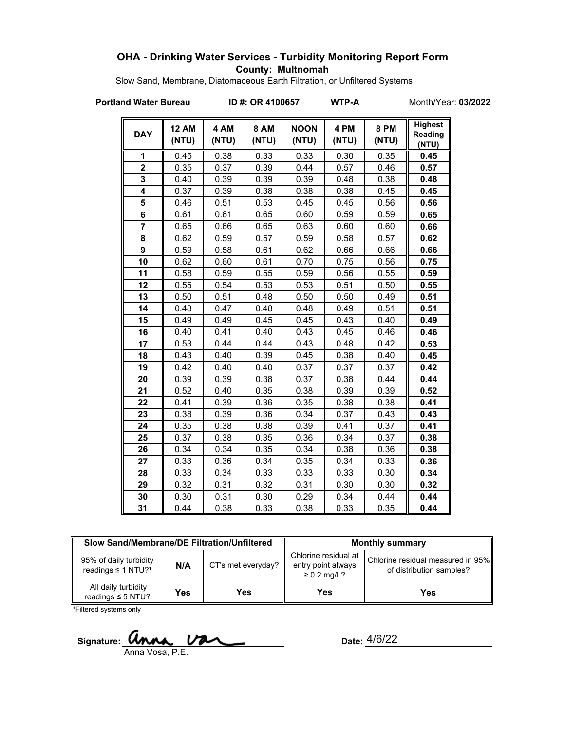# OHA - Drinking Water Services - Turbidity Monitoring Report Form

**County: Multnomah**

Slow Sand, Membrane, Diatomaceous Earth Filtration, or Unfiltered Systems

**Portland Water Bureau** **ID #: OR 4100657** **WTP-A** Month/Year: **03/2022**

| DAY | 12 AM (NTU) | 4 AM (NTU) | 8 AM (NTU) | NOON (NTU) | 4 PM (NTU) | 8 PM (NTU) | Highest Reading (NTU) |
|---|---|---|---|---|---|---|---|
| 1 | 0.45 | 0.38 | 0.33 | 0.33 | 0.30 | 0.35 | **0.45** |
| 2 | 0.35 | 0.37 | 0.39 | 0.44 | 0.57 | 0.46 | **0.57** |
| 3 | 0.40 | 0.39 | 0.39 | 0.39 | 0.48 | 0.38 | **0.48** |
| 4 | 0.37 | 0.39 | 0.38 | 0.38 | 0.38 | 0.45 | **0.45** |
| 5 | 0.46 | 0.51 | 0.53 | 0.45 | 0.45 | 0.56 | **0.56** |
| 6 | 0.61 | 0.61 | 0.65 | 0.60 | 0.59 | 0.59 | **0.65** |
| 7 | 0.65 | 0.66 | 0.65 | 0.63 | 0.60 | 0.60 | **0.66** |
| 8 | 0.62 | 0.59 | 0.57 | 0.59 | 0.58 | 0.57 | **0.62** |
| 9 | 0.59 | 0.58 | 0.61 | 0.62 | 0.66 | 0.66 | **0.66** |
| 10 | 0.62 | 0.60 | 0.61 | 0.70 | 0.75 | 0.56 | **0.75** |
| 11 | 0.58 | 0.59 | 0.55 | 0.59 | 0.56 | 0.55 | **0.59** |
| 12 | 0.55 | 0.54 | 0.53 | 0.53 | 0.51 | 0.50 | **0.55** |
| 13 | 0.50 | 0.51 | 0.48 | 0.50 | 0.50 | 0.49 | **0.51** |
| 14 | 0.48 | 0.47 | 0.48 | 0.48 | 0.49 | 0.51 | **0.51** |
| 15 | 0.49 | 0.49 | 0.45 | 0.45 | 0.43 | 0.40 | **0.49** |
| 16 | 0.40 | 0.41 | 0.40 | 0.43 | 0.45 | 0.46 | **0.46** |
| 17 | 0.53 | 0.44 | 0.44 | 0.43 | 0.48 | 0.42 | **0.53** |
| 18 | 0.43 | 0.40 | 0.39 | 0.45 | 0.38 | 0.40 | **0.45** |
| 19 | 0.42 | 0.40 | 0.40 | 0.37 | 0.37 | 0.37 | **0.42** |
| 20 | 0.39 | 0.39 | 0.38 | 0.37 | 0.38 | 0.44 | **0.44** |
| 21 | 0.52 | 0.40 | 0.35 | 0.38 | 0.39 | 0.39 | **0.52** |
| 22 | 0.41 | 0.39 | 0.36 | 0.35 | 0.38 | 0.38 | **0.41** |
| 23 | 0.38 | 0.39 | 0.36 | 0.34 | 0.37 | 0.43 | **0.43** |
| 24 | 0.35 | 0.38 | 0.38 | 0.39 | 0.41 | 0.37 | **0.41** |
| 25 | 0.37 | 0.38 | 0.35 | 0.36 | 0.34 | 0.37 | **0.38** |
| 26 | 0.34 | 0.34 | 0.35 | 0.34 | 0.38 | 0.36 | **0.38** |
| 27 | 0.33 | 0.36 | 0.34 | 0.35 | 0.34 | 0.33 | **0.36** |
| 28 | 0.33 | 0.34 | 0.33 | 0.33 | 0.33 | 0.30 | **0.34** |
| 29 | 0.32 | 0.31 | 0.32 | 0.31 | 0.30 | 0.30 | **0.32** |
| 30 | 0.30 | 0.31 | 0.30 | 0.29 | 0.34 | 0.44 | **0.44** |
| 31 | 0.44 | 0.38 | 0.33 | 0.38 | 0.33 | 0.35 | **0.44** |

| Slow Sand/Membrane/DE Filtration/Unfiltered | | | Monthly summary | |
|---|---|---|---|---|
| 95% of daily turbidity readings ≤ 1 NTU?[1] | N/A | CT's met everyday? | Chlorine residual at entry point always ≥ 0.2 mg/L? | Chlorine residual measured in 95% of distribution samples? |
| All daily turbidity readings ≤ 5 NTU? | Yes | Yes | Yes | Yes |

[1]Filtered systems only

Signature: Anna Vosa, P.E.

Date: 4/6/22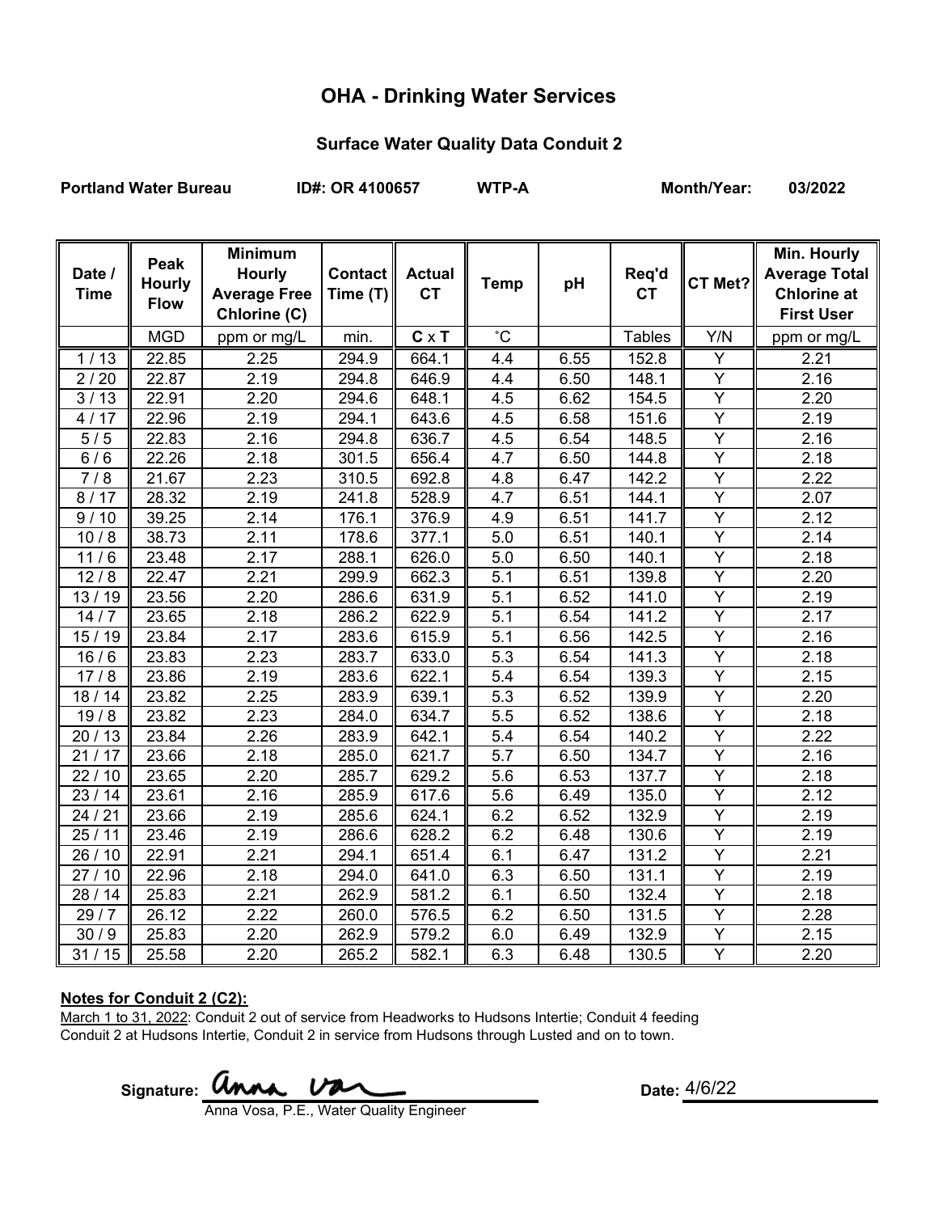# OHA - Drinking Water Services

## Surface Water Quality Data Conduit 2

**Portland Water Bureau** **ID#: OR 4100657** **WTP-A** **Month/Year: 03/2022**

| Date / Time | Peak Hourly Flow | Minimum Hourly Average Free Chlorine (C) | Contact Time (T) | Actual CT | Temp | pH | Req'd CT | CT Met? | Min. Hourly Average Total Chlorine at First User |
|---|---|---|---|---|---|---|---|---|---|
| | MGD | ppm or mg/L | min. | **C** x **T** | ˚C | | Tables | Y/N | ppm or mg/L |
| 1 / 13 | 22.85 | 2.25 | 294.9 | 664.1 | 4.4 | 6.55 | 152.8 | Y | 2.21 |
| 2 / 20 | 22.87 | 2.19 | 294.8 | 646.9 | 4.4 | 6.50 | 148.1 | Y | 2.16 |
| 3 / 13 | 22.91 | 2.20 | 294.6 | 648.1 | 4.5 | 6.62 | 154.5 | Y | 2.20 |
| 4 / 17 | 22.96 | 2.19 | 294.1 | 643.6 | 4.5 | 6.58 | 151.6 | Y | 2.19 |
| 5 / 5 | 22.83 | 2.16 | 294.8 | 636.7 | 4.5 | 6.54 | 148.5 | Y | 2.16 |
| 6 / 6 | 22.26 | 2.18 | 301.5 | 656.4 | 4.7 | 6.50 | 144.8 | Y | 2.18 |
| 7 / 8 | 21.67 | 2.23 | 310.5 | 692.8 | 4.8 | 6.47 | 142.2 | Y | 2.22 |
| 8 / 17 | 28.32 | 2.19 | 241.8 | 528.9 | 4.7 | 6.51 | 144.1 | Y | 2.07 |
| 9 / 10 | 39.25 | 2.14 | 176.1 | 376.9 | 4.9 | 6.51 | 141.7 | Y | 2.12 |
| 10 / 8 | 38.73 | 2.11 | 178.6 | 377.1 | 5.0 | 6.51 | 140.1 | Y | 2.14 |
| 11 / 6 | 23.48 | 2.17 | 288.1 | 626.0 | 5.0 | 6.50 | 140.1 | Y | 2.18 |
| 12 / 8 | 22.47 | 2.21 | 299.9 | 662.3 | 5.1 | 6.51 | 139.8 | Y | 2.20 |
| 13 / 19 | 23.56 | 2.20 | 286.6 | 631.9 | 5.1 | 6.52 | 141.0 | Y | 2.19 |
| 14 / 7 | 23.65 | 2.18 | 286.2 | 622.9 | 5.1 | 6.54 | 141.2 | Y | 2.17 |
| 15 / 19 | 23.84 | 2.17 | 283.6 | 615.9 | 5.1 | 6.56 | 142.5 | Y | 2.16 |
| 16 / 6 | 23.83 | 2.23 | 283.7 | 633.0 | 5.3 | 6.54 | 141.3 | Y | 2.18 |
| 17 / 8 | 23.86 | 2.19 | 283.6 | 622.1 | 5.4 | 6.54 | 139.3 | Y | 2.15 |
| 18 / 14 | 23.82 | 2.25 | 283.9 | 639.1 | 5.3 | 6.52 | 139.9 | Y | 2.20 |
| 19 / 8 | 23.82 | 2.23 | 284.0 | 634.7 | 5.5 | 6.52 | 138.6 | Y | 2.18 |
| 20 / 13 | 23.84 | 2.26 | 283.9 | 642.1 | 5.4 | 6.54 | 140.2 | Y | 2.22 |
| 21 / 17 | 23.66 | 2.18 | 285.0 | 621.7 | 5.7 | 6.50 | 134.7 | Y | 2.16 |
| 22 / 10 | 23.65 | 2.20 | 285.7 | 629.2 | 5.6 | 6.53 | 137.7 | Y | 2.18 |
| 23 / 14 | 23.61 | 2.16 | 285.9 | 617.6 | 5.6 | 6.49 | 135.0 | Y | 2.12 |
| 24 / 21 | 23.66 | 2.19 | 285.6 | 624.1 | 6.2 | 6.52 | 132.9 | Y | 2.19 |
| 25 / 11 | 23.46 | 2.19 | 286.6 | 628.2 | 6.2 | 6.48 | 130.6 | Y | 2.19 |
| 26 / 10 | 22.91 | 2.21 | 294.1 | 651.4 | 6.1 | 6.47 | 131.2 | Y | 2.21 |
| 27 / 10 | 22.96 | 2.18 | 294.0 | 641.0 | 6.3 | 6.50 | 131.1 | Y | 2.19 |
| 28 / 14 | 25.83 | 2.21 | 262.9 | 581.2 | 6.1 | 6.50 | 132.4 | Y | 2.18 |
| 29 / 7 | 26.12 | 2.22 | 260.0 | 576.5 | 6.2 | 6.50 | 131.5 | Y | 2.28 |
| 30 / 9 | 25.83 | 2.20 | 262.9 | 579.2 | 6.0 | 6.49 | 132.9 | Y | 2.15 |
| 31 / 15 | 25.58 | 2.20 | 265.2 | 582.1 | 6.3 | 6.48 | 130.5 | Y | 2.20 |

**Notes for Conduit 2 (C2):**

March 1 to 31, 2022: Conduit 2 out of service from Headworks to Hudsons Intertie; Conduit 4 feeding Conduit 2 at Hudsons Intertie, Conduit 2 in service from Hudsons through Lusted and on to town.

**Signature:** Anna Vosa

Anna Vosa, P.E., Water Quality Engineer

**Date:** 4/6/22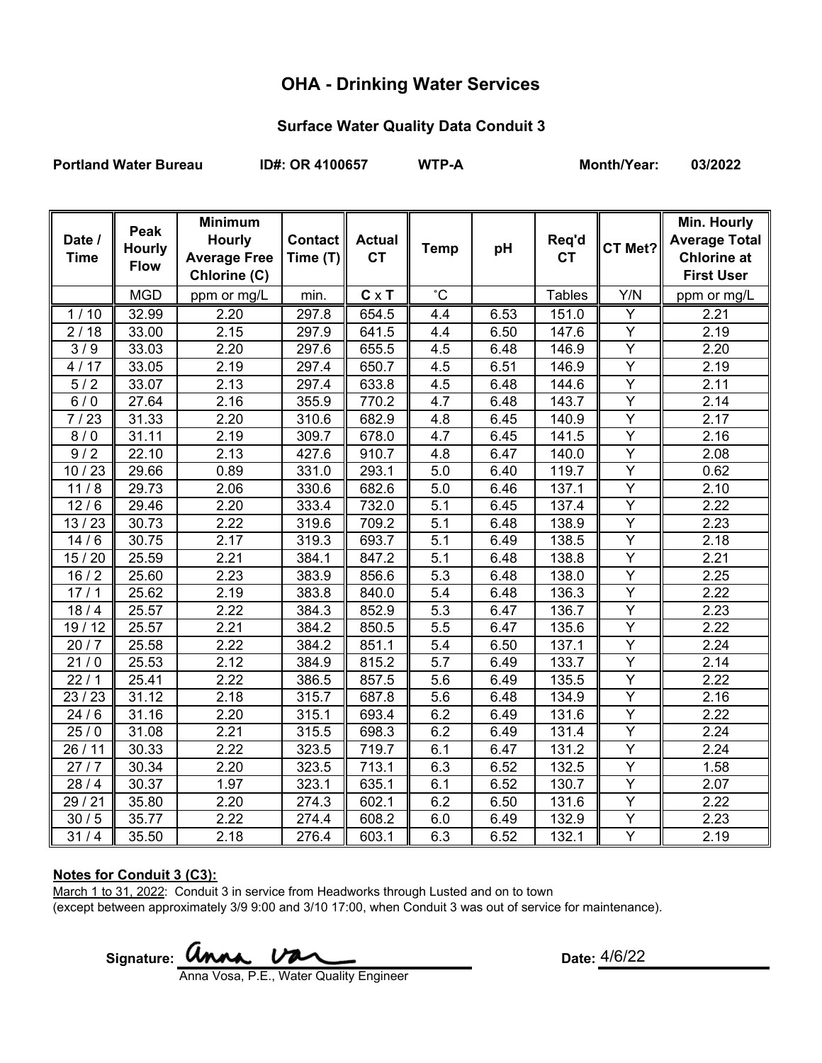# OHA - Drinking Water Services

## Surface Water Quality Data Conduit 3

**Portland Water Bureau** **ID#: OR 4100657** **WTP-A** **Month/Year: 03/2022**

| Date / Time | Peak Hourly Flow | Minimum Hourly Average Free Chlorine (C) | Contact Time (T) | Actual CT | Temp | pH | Req'd CT | CT Met? | Min. Hourly Average Total Chlorine at First User |
|---|---|---|---|---|---|---|---|---|---|
| | MGD | ppm or mg/L | min. | **C** x **T** | ˚C | | Tables | Y/N | ppm or mg/L |
| 1 / 10 | 32.99 | 2.20 | 297.8 | 654.5 | 4.4 | 6.53 | 151.0 | Y | 2.21 |
| 2 / 18 | 33.00 | 2.15 | 297.9 | 641.5 | 4.4 | 6.50 | 147.6 | Y | 2.19 |
| 3 / 9 | 33.03 | 2.20 | 297.6 | 655.5 | 4.5 | 6.48 | 146.9 | Y | 2.20 |
| 4 / 17 | 33.05 | 2.19 | 297.4 | 650.7 | 4.5 | 6.51 | 146.9 | Y | 2.19 |
| 5 / 2 | 33.07 | 2.13 | 297.4 | 633.8 | 4.5 | 6.48 | 144.6 | Y | 2.11 |
| 6 / 0 | 27.64 | 2.16 | 355.9 | 770.2 | 4.7 | 6.48 | 143.7 | Y | 2.14 |
| 7 / 23 | 31.33 | 2.20 | 310.6 | 682.9 | 4.8 | 6.45 | 140.9 | Y | 2.17 |
| 8 / 0 | 31.11 | 2.19 | 309.7 | 678.0 | 4.7 | 6.45 | 141.5 | Y | 2.16 |
| 9 / 2 | 22.10 | 2.13 | 427.6 | 910.7 | 4.8 | 6.47 | 140.0 | Y | 2.08 |
| 10 / 23 | 29.66 | 0.89 | 331.0 | 293.1 | 5.0 | 6.40 | 119.7 | Y | 0.62 |
| 11 / 8 | 29.73 | 2.06 | 330.6 | 682.6 | 5.0 | 6.46 | 137.1 | Y | 2.10 |
| 12 / 6 | 29.46 | 2.20 | 333.4 | 732.0 | 5.1 | 6.45 | 137.4 | Y | 2.22 |
| 13 / 23 | 30.73 | 2.22 | 319.6 | 709.2 | 5.1 | 6.48 | 138.9 | Y | 2.23 |
| 14 / 6 | 30.75 | 2.17 | 319.3 | 693.7 | 5.1 | 6.49 | 138.5 | Y | 2.18 |
| 15 / 20 | 25.59 | 2.21 | 384.1 | 847.2 | 5.1 | 6.48 | 138.8 | Y | 2.21 |
| 16 / 2 | 25.60 | 2.23 | 383.9 | 856.6 | 5.3 | 6.48 | 138.0 | Y | 2.25 |
| 17 / 1 | 25.62 | 2.19 | 383.8 | 840.0 | 5.4 | 6.48 | 136.3 | Y | 2.22 |
| 18 / 4 | 25.57 | 2.22 | 384.3 | 852.9 | 5.3 | 6.47 | 136.7 | Y | 2.23 |
| 19 / 12 | 25.57 | 2.21 | 384.2 | 850.5 | 5.5 | 6.47 | 135.6 | Y | 2.22 |
| 20 / 7 | 25.58 | 2.22 | 384.2 | 851.1 | 5.4 | 6.50 | 137.1 | Y | 2.24 |
| 21 / 0 | 25.53 | 2.12 | 384.9 | 815.2 | 5.7 | 6.49 | 133.7 | Y | 2.14 |
| 22 / 1 | 25.41 | 2.22 | 386.5 | 857.5 | 5.6 | 6.49 | 135.5 | Y | 2.22 |
| 23 / 23 | 31.12 | 2.18 | 315.7 | 687.8 | 5.6 | 6.48 | 134.9 | Y | 2.16 |
| 24 / 6 | 31.16 | 2.20 | 315.1 | 693.4 | 6.2 | 6.49 | 131.6 | Y | 2.22 |
| 25 / 0 | 31.08 | 2.21 | 315.5 | 698.3 | 6.2 | 6.49 | 131.4 | Y | 2.24 |
| 26 / 11 | 30.33 | 2.22 | 323.5 | 719.7 | 6.1 | 6.47 | 131.2 | Y | 2.24 |
| 27 / 7 | 30.34 | 2.20 | 323.5 | 713.1 | 6.3 | 6.52 | 132.5 | Y | 1.58 |
| 28 / 4 | 30.37 | 1.97 | 323.1 | 635.1 | 6.1 | 6.52 | 130.7 | Y | 2.07 |
| 29 / 21 | 35.80 | 2.20 | 274.3 | 602.1 | 6.2 | 6.50 | 131.6 | Y | 2.22 |
| 30 / 5 | 35.77 | 2.22 | 274.4 | 608.2 | 6.0 | 6.49 | 132.9 | Y | 2.23 |
| 31 / 4 | 35.50 | 2.18 | 276.4 | 603.1 | 6.3 | 6.52 | 132.1 | Y | 2.19 |

**Notes for Conduit 3 (C3):**

March 1 to 31, 2022: Conduit 3 in service from Headworks through Lusted and on to town (except between approximately 3/9 9:00 and 3/10 17:00, when Conduit 3 was out of service for maintenance).

Signature: Anna Vosa

Anna Vosa, P.E., Water Quality Engineer

Date: 4/6/22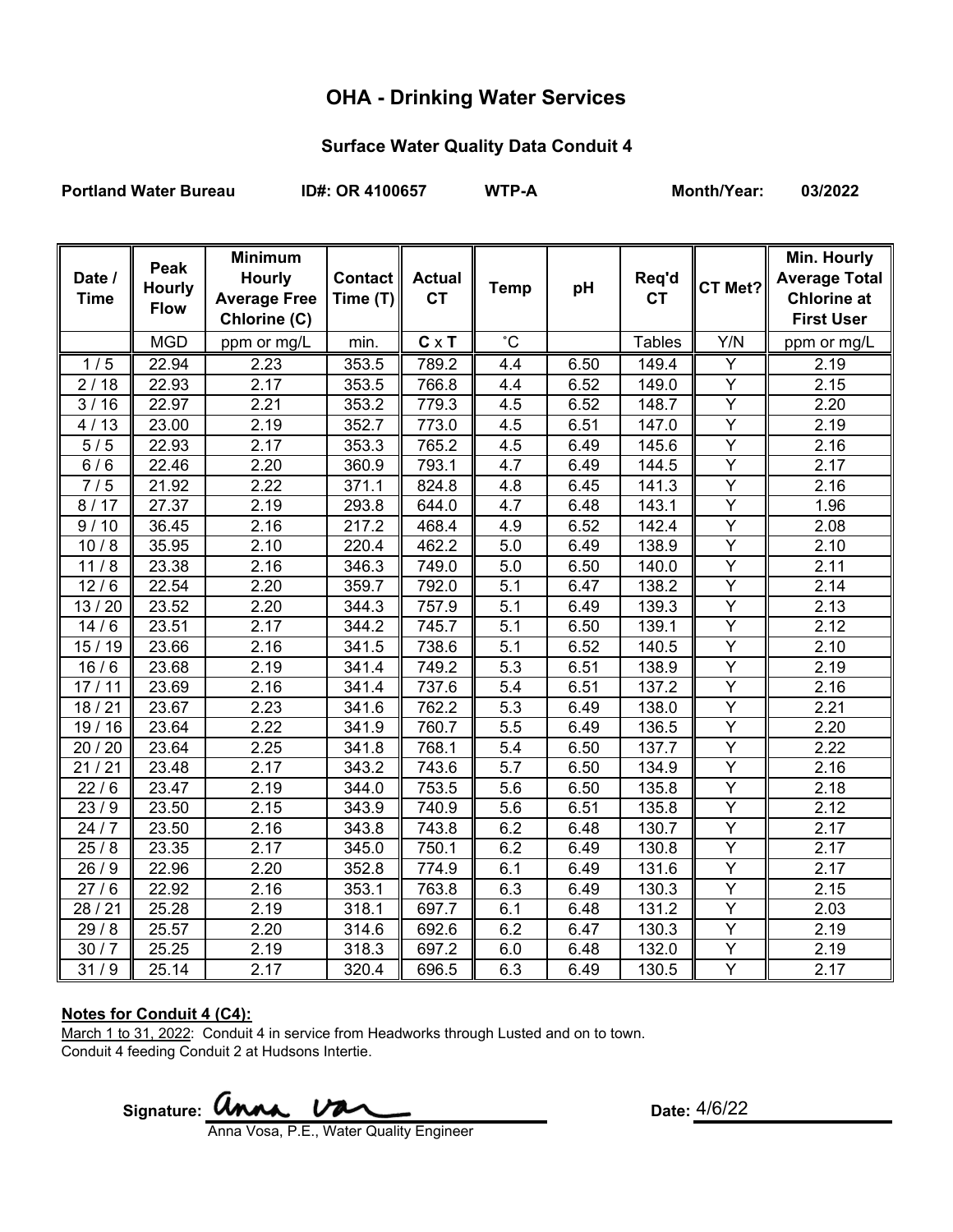# OHA - Drinking Water Services

## Surface Water Quality Data Conduit 4

**Portland Water Bureau** **ID#: OR 4100657** **WTP-A** **Month/Year: 03/2022**

| Date / Time | Peak Hourly Flow | Minimum Hourly Average Free Chlorine (C) | Contact Time (T) | Actual CT | Temp | pH | Req'd CT | CT Met? | Min. Hourly Average Total Chlorine at First User |
|---|---|---|---|---|---|---|---|---|---|
| | MGD | ppm or mg/L | min. | **C** x **T** | ˚C | | Tables | Y/N | ppm or mg/L |
| 1 / 5 | 22.94 | 2.23 | 353.5 | 789.2 | 4.4 | 6.50 | 149.4 | Y | 2.19 |
| 2 / 18 | 22.93 | 2.17 | 353.5 | 766.8 | 4.4 | 6.52 | 149.0 | Y | 2.15 |
| 3 / 16 | 22.97 | 2.21 | 353.2 | 779.3 | 4.5 | 6.52 | 148.7 | Y | 2.20 |
| 4 / 13 | 23.00 | 2.19 | 352.7 | 773.0 | 4.5 | 6.51 | 147.0 | Y | 2.19 |
| 5 / 5 | 22.93 | 2.17 | 353.3 | 765.2 | 4.5 | 6.49 | 145.6 | Y | 2.16 |
| 6 / 6 | 22.46 | 2.20 | 360.9 | 793.1 | 4.7 | 6.49 | 144.5 | Y | 2.17 |
| 7 / 5 | 21.92 | 2.22 | 371.1 | 824.8 | 4.8 | 6.45 | 141.3 | Y | 2.16 |
| 8 / 17 | 27.37 | 2.19 | 293.8 | 644.0 | 4.7 | 6.48 | 143.1 | Y | 1.96 |
| 9 / 10 | 36.45 | 2.16 | 217.2 | 468.4 | 4.9 | 6.52 | 142.4 | Y | 2.08 |
| 10 / 8 | 35.95 | 2.10 | 220.4 | 462.2 | 5.0 | 6.49 | 138.9 | Y | 2.10 |
| 11 / 8 | 23.38 | 2.16 | 346.3 | 749.0 | 5.0 | 6.50 | 140.0 | Y | 2.11 |
| 12 / 6 | 22.54 | 2.20 | 359.7 | 792.0 | 5.1 | 6.47 | 138.2 | Y | 2.14 |
| 13 / 20 | 23.52 | 2.20 | 344.3 | 757.9 | 5.1 | 6.49 | 139.3 | Y | 2.13 |
| 14 / 6 | 23.51 | 2.17 | 344.2 | 745.7 | 5.1 | 6.50 | 139.1 | Y | 2.12 |
| 15 / 19 | 23.66 | 2.16 | 341.5 | 738.6 | 5.1 | 6.52 | 140.5 | Y | 2.10 |
| 16 / 6 | 23.68 | 2.19 | 341.4 | 749.2 | 5.3 | 6.51 | 138.9 | Y | 2.19 |
| 17 / 11 | 23.69 | 2.16 | 341.4 | 737.6 | 5.4 | 6.51 | 137.2 | Y | 2.16 |
| 18 / 21 | 23.67 | 2.23 | 341.6 | 762.2 | 5.3 | 6.49 | 138.0 | Y | 2.21 |
| 19 / 16 | 23.64 | 2.22 | 341.9 | 760.7 | 5.5 | 6.49 | 136.5 | Y | 2.20 |
| 20 / 20 | 23.64 | 2.25 | 341.8 | 768.1 | 5.4 | 6.50 | 137.7 | Y | 2.22 |
| 21 / 21 | 23.48 | 2.17 | 343.2 | 743.6 | 5.7 | 6.50 | 134.9 | Y | 2.16 |
| 22 / 6 | 23.47 | 2.19 | 344.0 | 753.5 | 5.6 | 6.50 | 135.8 | Y | 2.18 |
| 23 / 9 | 23.50 | 2.15 | 343.9 | 740.9 | 5.6 | 6.51 | 135.8 | Y | 2.12 |
| 24 / 7 | 23.50 | 2.16 | 343.8 | 743.8 | 6.2 | 6.48 | 130.7 | Y | 2.17 |
| 25 / 8 | 23.35 | 2.17 | 345.0 | 750.1 | 6.2 | 6.49 | 130.8 | Y | 2.17 |
| 26 / 9 | 22.96 | 2.20 | 352.8 | 774.9 | 6.1 | 6.49 | 131.6 | Y | 2.17 |
| 27 / 6 | 22.92 | 2.16 | 353.1 | 763.8 | 6.3 | 6.49 | 130.3 | Y | 2.15 |
| 28 / 21 | 25.28 | 2.19 | 318.1 | 697.7 | 6.1 | 6.48 | 131.2 | Y | 2.03 |
| 29 / 8 | 25.57 | 2.20 | 314.6 | 692.6 | 6.2 | 6.47 | 130.3 | Y | 2.19 |
| 30 / 7 | 25.25 | 2.19 | 318.3 | 697.2 | 6.0 | 6.48 | 132.0 | Y | 2.19 |
| 31 / 9 | 25.14 | 2.17 | 320.4 | 696.5 | 6.3 | 6.49 | 130.5 | Y | 2.17 |

**Notes for Conduit 4 (C4):**

March 1 to 31, 2022: Conduit 4 in service from Headworks through Lusted and on to town.
Conduit 4 feeding Conduit 2 at Hudsons Intertie.

**Signature:** Anna Vosa

Anna Vosa, P.E., Water Quality Engineer

**Date:** 4/6/22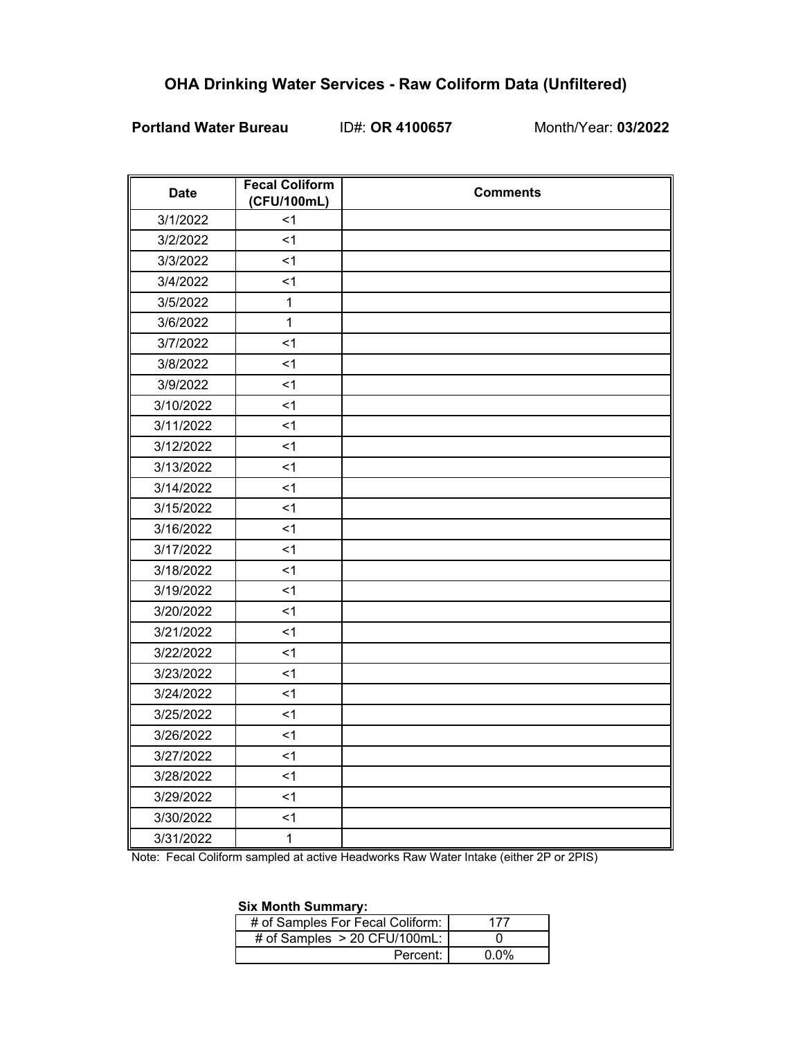# OHA Drinking Water Services - Raw Coliform Data (Unfiltered)

**Portland Water Bureau** ID#: **OR 4100657** Month/Year: **03/2022**

| Date | Fecal Coliform (CFU/100mL) | Comments |
|---|---|---|
| 3/1/2022 | <1 | |
| 3/2/2022 | <1 | |
| 3/3/2022 | <1 | |
| 3/4/2022 | <1 | |
| 3/5/2022 | 1 | |
| 3/6/2022 | 1 | |
| 3/7/2022 | <1 | |
| 3/8/2022 | <1 | |
| 3/9/2022 | <1 | |
| 3/10/2022 | <1 | |
| 3/11/2022 | <1 | |
| 3/12/2022 | <1 | |
| 3/13/2022 | <1 | |
| 3/14/2022 | <1 | |
| 3/15/2022 | <1 | |
| 3/16/2022 | <1 | |
| 3/17/2022 | <1 | |
| 3/18/2022 | <1 | |
| 3/19/2022 | <1 | |
| 3/20/2022 | <1 | |
| 3/21/2022 | <1 | |
| 3/22/2022 | <1 | |
| 3/23/2022 | <1 | |
| 3/24/2022 | <1 | |
| 3/25/2022 | <1 | |
| 3/26/2022 | <1 | |
| 3/27/2022 | <1 | |
| 3/28/2022 | <1 | |
| 3/29/2022 | <1 | |
| 3/30/2022 | <1 | |
| 3/31/2022 | 1 | |

Note: Fecal Coliform sampled at active Headworks Raw Water Intake (either 2P or 2PIS)

**Six Month Summary:**

| | |
|---|---|
| # of Samples For Fecal Coliform: | 177 |
| # of Samples > 20 CFU/100mL: | 0 |
| Percent: | 0.0% |